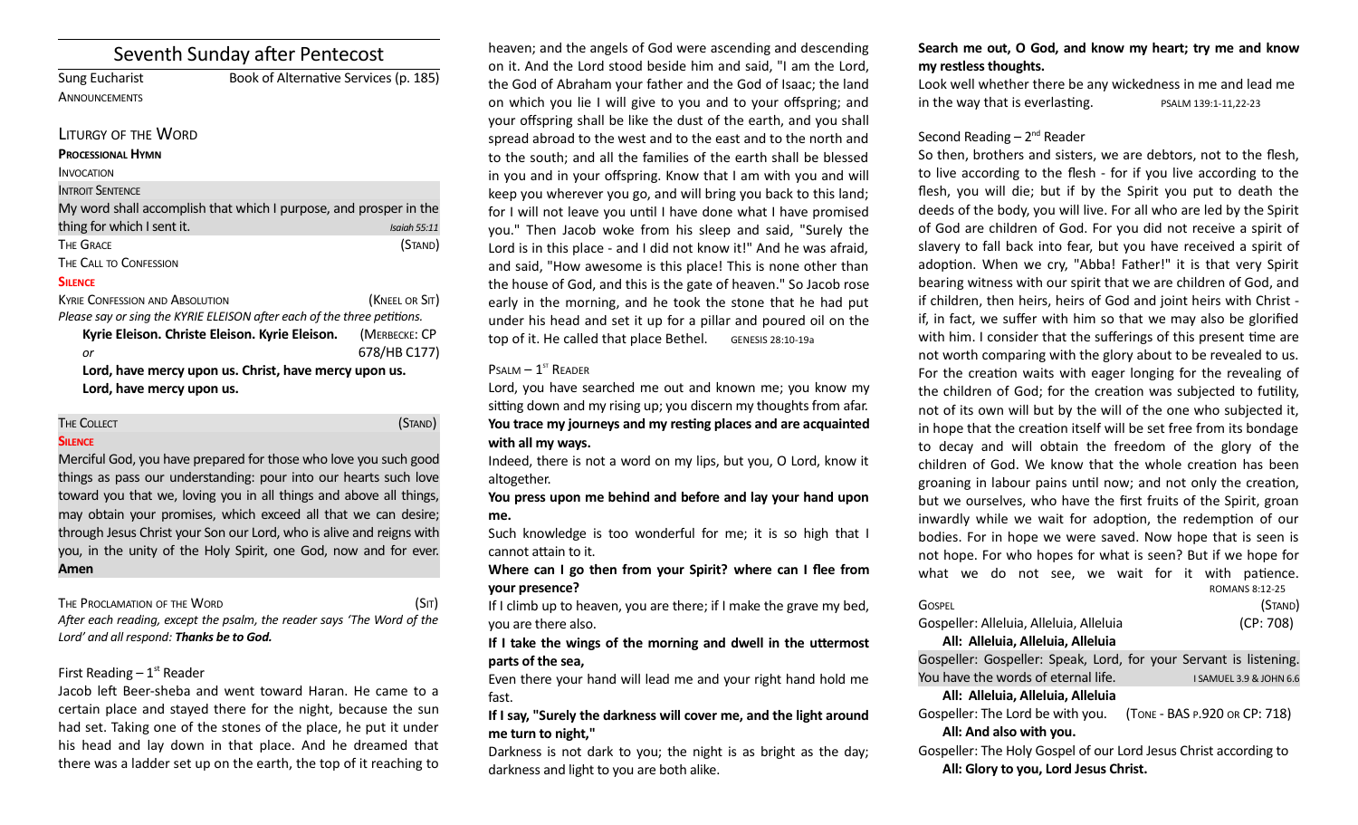# Seventh Sunday after Pentecost

Sung Eucharist — Book of Alternative Services (p. 185)

ANNOUNCEMENTS

## LITURGY OF THE WORD

**PROCESSIONAL HYMN**

INVOCATION

INTROIT SENTENCE

My word shall accomplish that which I purpose, and prosper in the thing for which I sent it. *Isaiah 55:11*

THE GRACE (STAND)

THE CALL TO CONFESSION

**SILENCE**

KYRIE CONFESSION AND ABSOLUTION (KNEEL OR SIT)

*Please say or sing the KYRIE ELEISON after each of the three petitions.*

**Kyrie Eleison. Christe Eleison. Kyrie Eleison.** (MERBECKE: CP 678/HB C177)

*or*

**Lord, have mercy upon us. Christ, have mercy upon us.**
**Lord, have mercy upon us.**

THE COLLECT (STAND)

**SILENCE**

Merciful God, you have prepared for those who love you such good things as pass our understanding: pour into our hearts such love toward you that we, loving you in all things and above all things, may obtain your promises, which exceed all that we can desire; through Jesus Christ your Son our Lord, who is alive and reigns with you, in the unity of the Holy Spirit, one God, now and for ever. **Amen**

THE PROCLAMATION OF THE WORD (SIT)

*After each reading, except the psalm, the reader says 'The Word of the Lord' and all respond:* ***Thanks be to God.***

First Reading – 1st Reader

Jacob left Beer-sheba and went toward Haran. He came to a certain place and stayed there for the night, because the sun had set. Taking one of the stones of the place, he put it under his head and lay down in that place. And he dreamed that there was a ladder set up on the earth, the top of it reaching to heaven; and the angels of God were ascending and descending on it. And the Lord stood beside him and said, "I am the Lord, the God of Abraham your father and the God of Isaac; the land on which you lie I will give to you and to your offspring; and your offspring shall be like the dust of the earth, and you shall spread abroad to the west and to the east and to the north and to the south; and all the families of the earth shall be blessed in you and in your offspring. Know that I am with you and will keep you wherever you go, and will bring you back to this land; for I will not leave you until I have done what I have promised you." Then Jacob woke from his sleep and said, "Surely the Lord is in this place - and I did not know it!" And he was afraid, and said, "How awesome is this place! This is none other than the house of God, and this is the gate of heaven." So Jacob rose early in the morning, and he took the stone that he had put under his head and set it up for a pillar and poured oil on the top of it. He called that place Bethel. GENESIS 28:10-19a

PSALM – 1ST READER

Lord, you have searched me out and known me; you know my sitting down and my rising up; you discern my thoughts from afar.

**You trace my journeys and my resting places and are acquainted with all my ways.**

Indeed, there is not a word on my lips, but you, O Lord, know it altogether.

**You press upon me behind and before and lay your hand upon me.**

Such knowledge is too wonderful for me; it is so high that I cannot attain to it.

**Where can I go then from your Spirit? where can I flee from your presence?**

If I climb up to heaven, you are there; if I make the grave my bed, you are there also.

**If I take the wings of the morning and dwell in the uttermost parts of the sea,**

Even there your hand will lead me and your right hand hold me fast.

**If I say, "Surely the darkness will cover me, and the light around me turn to night,"**

Darkness is not dark to you; the night is as bright as the day; darkness and light to you are both alike.

**Search me out, O God, and know my heart; try me and know my restless thoughts.**

Look well whether there be any wickedness in me and lead me in the way that is everlasting. PSALM 139:1-11,22-23

Second Reading – 2nd Reader

So then, brothers and sisters, we are debtors, not to the flesh, to live according to the flesh - for if you live according to the flesh, you will die; but if by the Spirit you put to death the deeds of the body, you will live. For all who are led by the Spirit of God are children of God. For you did not receive a spirit of slavery to fall back into fear, but you have received a spirit of adoption. When we cry, "Abba! Father!" it is that very Spirit bearing witness with our spirit that we are children of God, and if children, then heirs, heirs of God and joint heirs with Christ - if, in fact, we suffer with him so that we may also be glorified with him. I consider that the sufferings of this present time are not worth comparing with the glory about to be revealed to us. For the creation waits with eager longing for the revealing of the children of God; for the creation was subjected to futility, not of its own will but by the will of the one who subjected it, in hope that the creation itself will be set free from its bondage to decay and will obtain the freedom of the glory of the children of God. We know that the whole creation has been groaning in labour pains until now; and not only the creation, but we ourselves, who have the first fruits of the Spirit, groan inwardly while we wait for adoption, the redemption of our bodies. For in hope we were saved. Now hope that is seen is not hope. For who hopes for what is seen? But if we hope for what we do not see, we wait for it with patience. ROMANS 8:12-25

GOSPEL (STAND)

Gospeller: Alleluia, Alleluia, Alleluia (CP: 708)

**All: Alleluia, Alleluia, Alleluia**

Gospeller: Gospeller: Speak, Lord, for your Servant is listening. You have the words of eternal life. I SAMUEL 3.9 & JOHN 6.6

**All: Alleluia, Alleluia, Alleluia**

Gospeller: The Lord be with you. (TONE - BAS P.920 OR CP: 718)

**All: And also with you.**

Gospeller: The Holy Gospel of our Lord Jesus Christ according to

**All: Glory to you, Lord Jesus Christ.**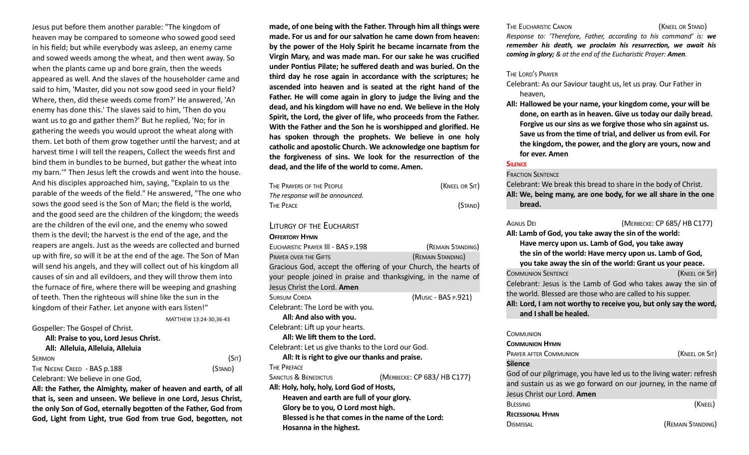Jesus put before them another parable: "The kingdom of heaven may be compared to someone who sowed good seed in his field; but while everybody was asleep, an enemy came and sowed weeds among the wheat, and then went away. So when the plants came up and bore grain, then the weeds appeared as well. And the slaves of the householder came and said to him, 'Master, did you not sow good seed in your field? Where, then, did these weeds come from?' He answered, 'An enemy has done this.' The slaves said to him, 'Then do you want us to go and gather them?' But he replied, 'No; for in gathering the weeds you would uproot the wheat along with them. Let both of them grow together until the harvest; and at harvest time I will tell the reapers, Collect the weeds first and bind them in bundles to be burned, but gather the wheat into my barn.'" Then Jesus left the crowds and went into the house. And his disciples approached him, saying, "Explain to us the parable of the weeds of the field." He answered, "The one who sows the good seed is the Son of Man; the field is the world, and the good seed are the children of the kingdom; the weeds are the children of the evil one, and the enemy who sowed them is the devil; the harvest is the end of the age, and the reapers are angels. Just as the weeds are collected and burned up with fire, so will it be at the end of the age. The Son of Man will send his angels, and they will collect out of his kingdom all causes of sin and all evildoers, and they will throw them into the furnace of fire, where there will be weeping and gnashing of teeth. Then the righteous will shine like the sun in the kingdom of their Father. Let anyone with ears listen!"

MATTHEW 13:24-30,36-43

Gospeller: The Gospel of Christ.

**All: Praise to you, Lord Jesus Christ.**

**All: Alleluia, Alleluia, Alleluia**

SERMON (SIT)

THE NICENE CREED - BAS p.188 (STAND)

Celebrant: We believe in one God,

**All: the Father, the Almighty, maker of heaven and earth, of all that is, seen and unseen. We believe in one Lord, Jesus Christ, the only Son of God, eternally begotten of the Father, God from God, Light from Light, true God from true God, begotten, not made, of one being with the Father. Through him all things were made. For us and for our salvation he came down from heaven: by the power of the Holy Spirit he became incarnate from the Virgin Mary, and was made man. For our sake he was crucified under Pontius Pilate; he suffered death and was buried. On the third day he rose again in accordance with the scriptures; he ascended into heaven and is seated at the right hand of the Father. He will come again in glory to judge the living and the dead, and his kingdom will have no end. We believe in the Holy Spirit, the Lord, the giver of life, who proceeds from the Father. With the Father and the Son he is worshipped and glorified. He has spoken through the prophets. We believe in one holy catholic and apostolic Church. We acknowledge one baptism for the forgiveness of sins. We look for the resurrection of the dead, and the life of the world to come. Amen.**

THE PRAYERS OF THE PEOPLE (KNEEL OR SIT)

*The response will be announced.*

THE PEACE (STAND)

## LITURGY OF THE EUCHARIST

**OFFERTORY HYMN**

EUCHARISTIC PRAYER III - BAS P.198 (REMAIN STANDING)

PRAYER OVER THE GIFTS (REMAIN STANDING)

Gracious God, accept the offering of your Church, the hearts of your people joined in praise and thanksgiving, in the name of Jesus Christ the Lord. **Amen**

SURSUM CORDA (MUSIC - BAS P.921)

Celebrant: The Lord be with you.

**All: And also with you.**

Celebrant: Lift up your hearts.

**All: We lift them to the Lord.**

Celebrant: Let us give thanks to the Lord our God.

**All: It is right to give our thanks and praise.**

THE PREFACE

SANCTUS & BENEDICTUS (MERBECKE: CP 683/ HB C177)

**All: Holy, holy, holy, Lord God of Hosts,**
**Heaven and earth are full of your glory.**
**Glory be to you, O Lord most high.**
**Blessed is he that comes in the name of the Lord:**
**Hosanna in the highest.**

THE EUCHARISTIC CANON (KNEEL OR STAND)

*Response to: 'Therefore, Father, according to his command' is:* ***we remember his death, we proclaim his resurrection, we await his coming in glory;*** *& at the end of the Eucharistic Prayer:* ***Amen****.*

THE LORD'S PRAYER

Celebrant: As our Saviour taught us, let us pray. Our Father in heaven,

**All: Hallowed be your name, your kingdom come, your will be done, on earth as in heaven. Give us today our daily bread. Forgive us our sins as we forgive those who sin against us. Save us from the time of trial, and deliver us from evil. For the kingdom, the power, and the glory are yours, now and for ever. Amen**

**SILENCE**

FRACTION SENTENCE

Celebrant: We break this bread to share in the body of Christ.

**All: We, being many, are one body, for we all share in the one bread.**

AGNUS DEI (MERBECKE: CP 685/ HB C177)

**All: Lamb of God, you take away the sin of the world:**
**Have mercy upon us. Lamb of God, you take away the sin of the world: Have mercy upon us. Lamb of God, you take away the sin of the world: Grant us your peace.**

COMMUNION SENTENCE (KNEEL OR SIT)

Celebrant: Jesus is the Lamb of God who takes away the sin of the world. Blessed are those who are called to his supper.

**All: Lord, I am not worthy to receive you, but only say the word, and I shall be healed.**

COMMUNION

**COMMUNION HYMN**

PRAYER AFTER COMMUNION (KNEEL OR SIT)

**Silence**

God of our pilgrimage, you have led us to the living water: refresh and sustain us as we go forward on our journey, in the name of Jesus Christ our Lord. **Amen**

BLESSING (KNEEL)

**RECESSIONAL HYMN**

DISMISSAL (REMAIN STANDING)